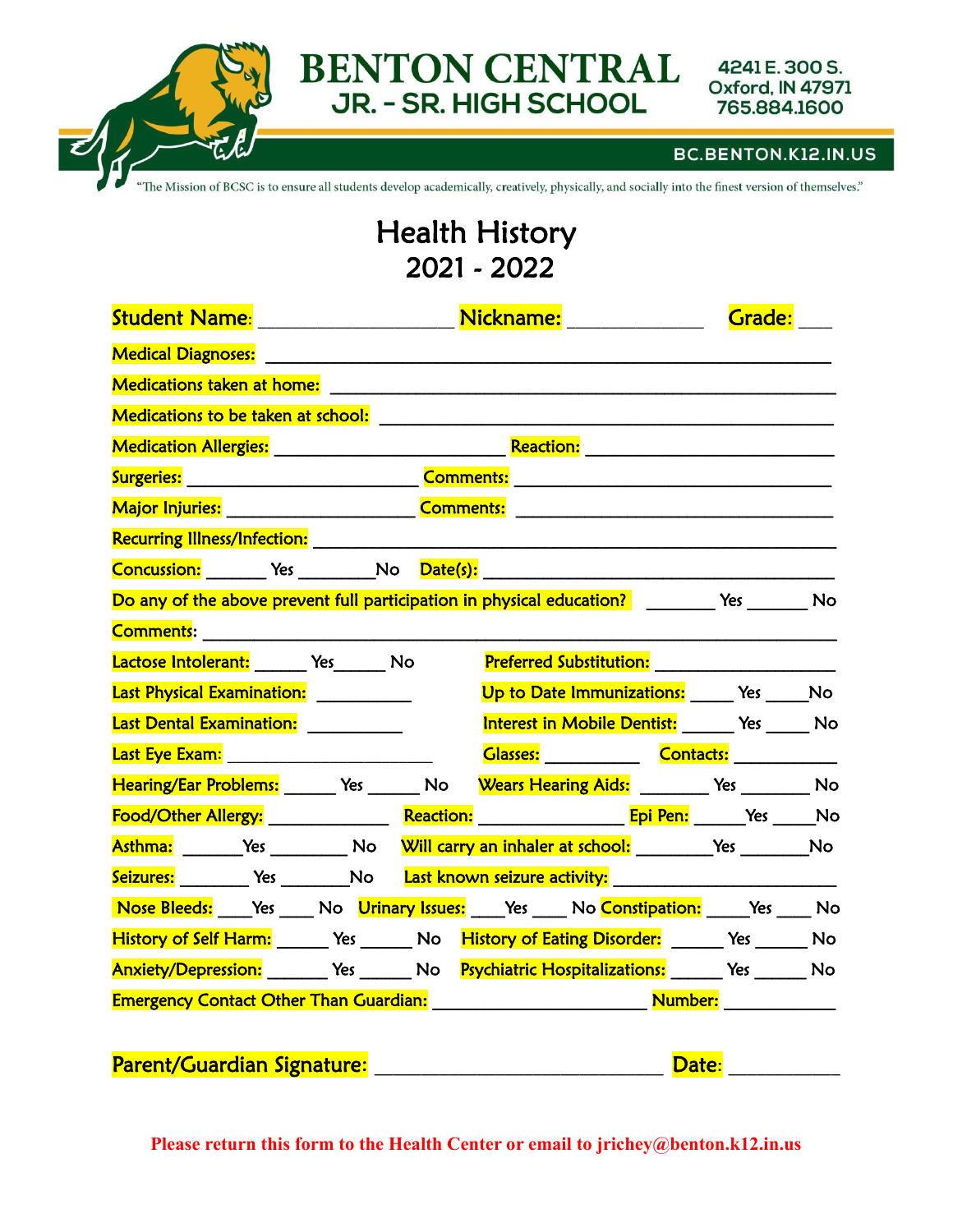# BENTON CENTRAL
## JR. - SR. HIGH SCHOOL

4241 E. 300 S.
Oxford, IN 47971
765.884.1600

BC.BENTON.K12.IN.US

"The Mission of BCSC is to ensure all students develop academically, creatively, physically, and socially into the finest version of themselves."

# Health History
## 2021 - 2022

Student Name: ____________________ Nickname: ______________ Grade: ___

Medical Diagnoses: ________________________________________________________________

Medications taken at home: ________________________________________________________

Medications to be taken at school: ___________________________________________________

Medication Allergies: _________________________ Reaction: ___________________________

Surgeries: _________________________ Comments: ___________________________________

Major Injuries: _____________________ Comments: ___________________________________

Recurring Illness/Infection: ________________________________________________________

Concussion: ______ Yes ________No Date(s): _______________________________________

Do any of the above prevent full participation in physical education? _______ Yes ______ No

Comments: _______________________________________________________________________

Lactose Intolerant: _____ Yes_____ No Preferred Substitution: ___________________

Last Physical Examination: __________ Up to Date Immunizations: _____ Yes _____No

Last Dental Examination: __________ Interest in Mobile Dentist: _____ Yes _____ No

Last Eye Exam: ______________________ Glasses: __________ Contacts: ___________

Hearing/Ear Problems: _____ Yes _____ No Wears Hearing Aids: _______ Yes _______ No

Food/Other Allergy: _____________ Reaction: ________________ Epi Pen: _____Yes ____No

Asthma: ______Yes ________ No Will carry an inhaler at school: ________Yes _______No

Seizures: _______ Yes _______No Last known seizure activity: ________________________

Nose Bleeds: ___Yes ___ No Urinary Issues: ___Yes ___ No Constipation: ____Yes ___ No

History of Self Harm: _____ Yes _____ No History of Eating Disorder: _____ Yes _____ No

Anxiety/Depression: ______ Yes _____ No Psychiatric Hospitalizations: _____ Yes _____ No

Emergency Contact Other Than Guardian: ______________________ Number: ____________

Parent/Guardian Signature: ______________________________ Date: __________

**Please return this form to the Health Center or email to jrichey@benton.k12.in.us**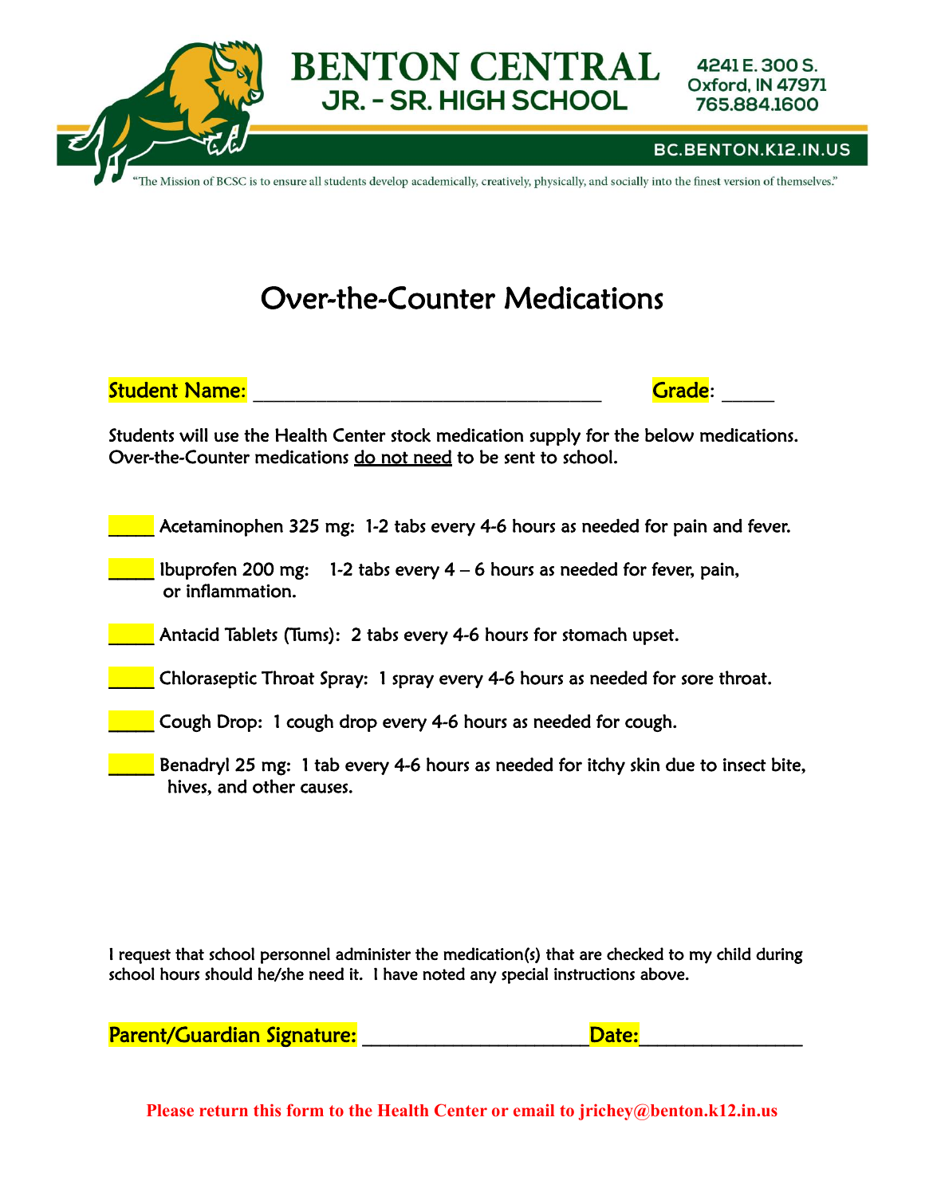**BENTON CENTRAL**
**JR. - SR. HIGH SCHOOL**

4241 E. 300 S.
Oxford, IN 47971
765.884.1600

BC.BENTON.K12.IN.US

"The Mission of BCSC is to ensure all students develop academically, creatively, physically, and socially into the finest version of themselves."

# Over-the-Counter Medications

Student Name: ____________________________________ Grade: _____

Students will use the Health Center stock medication supply for the below medications. Over-the-Counter medications do not need to be sent to school.

_____ Acetaminophen 325 mg: 1-2 tabs every 4-6 hours as needed for pain and fever.

_____ Ibuprofen 200 mg: 1-2 tabs every 4 – 6 hours as needed for fever, pain, or inflammation.

_____ Antacid Tablets (Tums): 2 tabs every 4-6 hours for stomach upset.

_____ Chloraseptic Throat Spray: 1 spray every 4-6 hours as needed for sore throat.

_____ Cough Drop: 1 cough drop every 4-6 hours as needed for cough.

_____ Benadryl 25 mg: 1 tab every 4-6 hours as needed for itchy skin due to insect bite, hives, and other causes.

I request that school personnel administer the medication(s) that are checked to my child during school hours should he/she need it. I have noted any special instructions above.

Parent/Guardian Signature: _______________________ Date: ________________

**Please return this form to the Health Center or email to jrichey@benton.k12.in.us**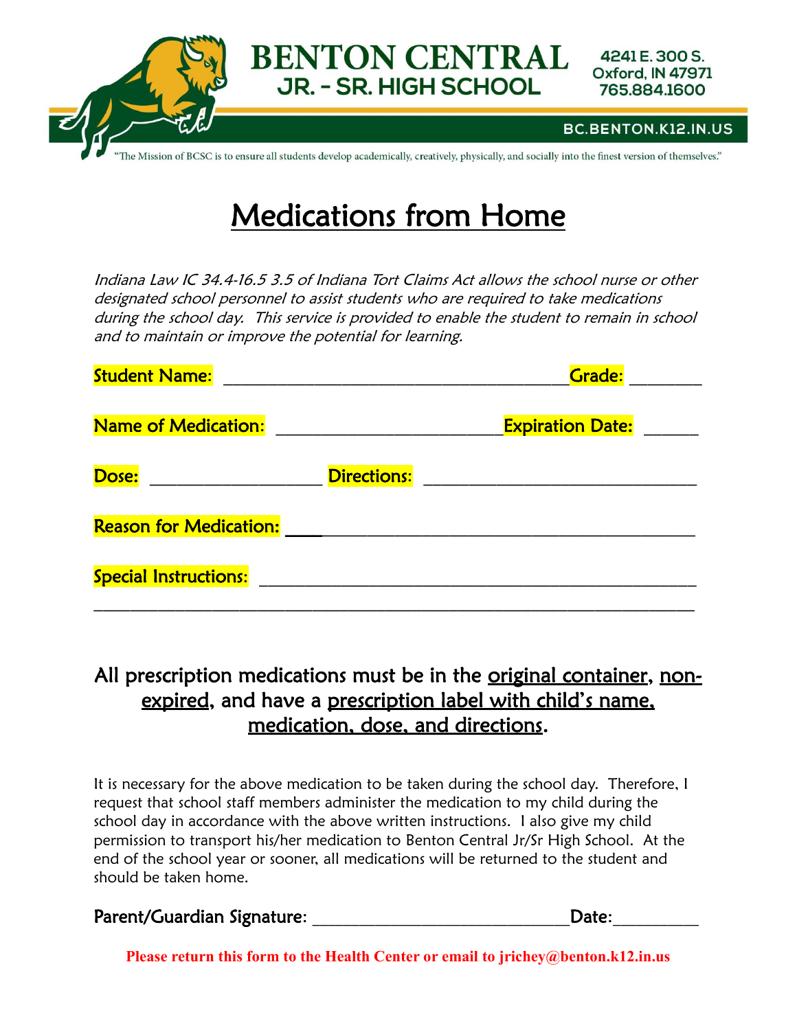**BENTON CENTRAL**
**JR. - SR. HIGH SCHOOL**

4241 E. 300 S.
Oxford, IN 47971
765.884.1600

BC.BENTON.K12.IN.US

"The Mission of BCSC is to ensure all students develop academically, creatively, physically, and socially into the finest version of themselves."

# Medications from Home

*Indiana Law IC 34.4-16.5 3.5 of Indiana Tort Claims Act allows the school nurse or other designated school personnel to assist students who are required to take medications during the school day. This service is provided to enable the student to remain in school and to maintain or improve the potential for learning.*

Student Name: ________________________________________ Grade: ________

Name of Medication: ___________________________ Expiration Date: ______

Dose: ____________________ Directions: ________________________________

Reason for Medication: ____________________________________________

Special Instructions: ____________________________________________

______________________________________________________________________

## All prescription medications must be in the original container, non-expired, and have a prescription label with child's name, medication, dose, and directions.

It is necessary for the above medication to be taken during the school day. Therefore, I request that school staff members administer the medication to my child during the school day in accordance with the above written instructions. I also give my child permission to transport his/her medication to Benton Central Jr/Sr High School. At the end of the school year or sooner, all medications will be returned to the student and should be taken home.

Parent/Guardian Signature: ______________________________ Date: __________

**Please return this form to the Health Center or email to jrichey@benton.k12.in.us**